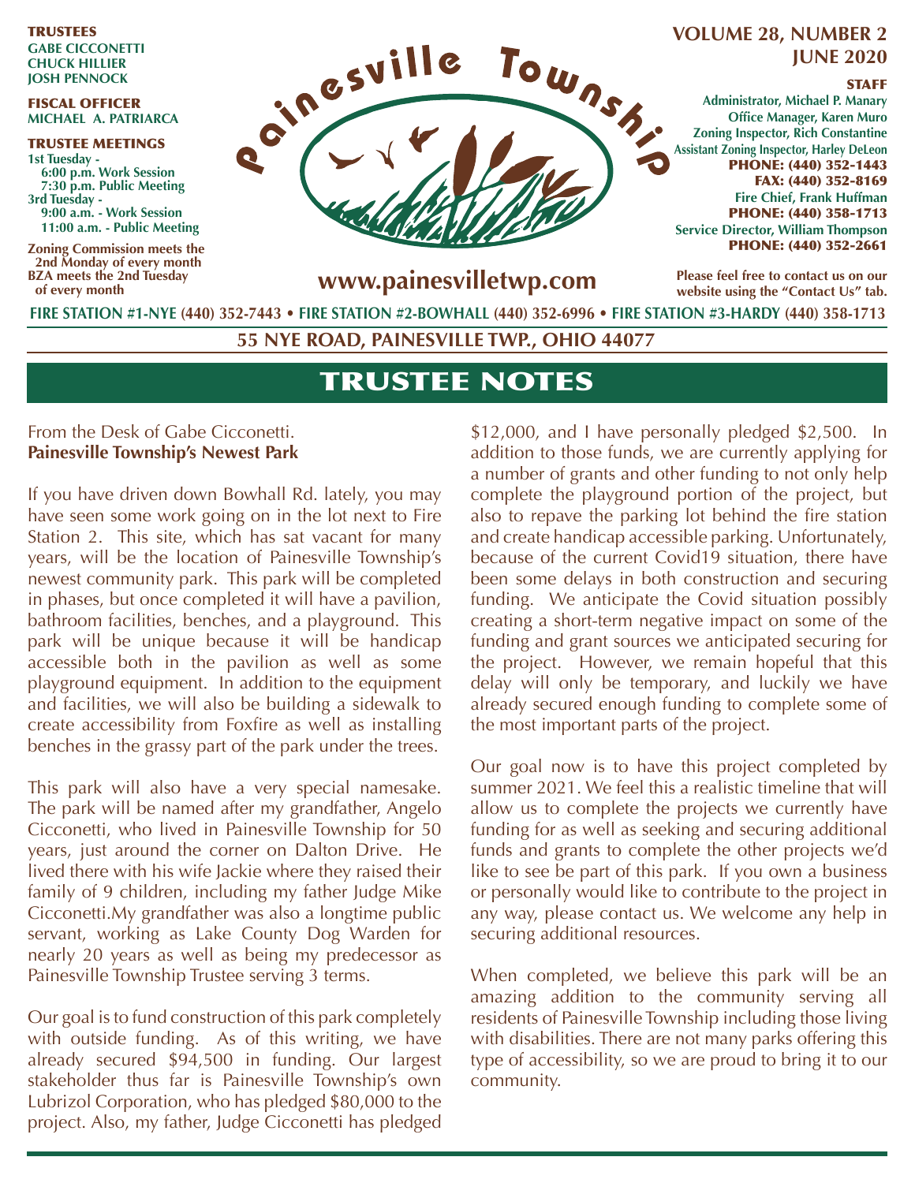**TRUSTEES**
**GABE CICCONETTI**
**CHUCK HILLIER**
**JOSH PENNOCK**

**FISCAL OFFICER**
**MICHAEL A. PATRIARCA**

**TRUSTEE MEETINGS**
**1st Tuesday -**
**6:00 p.m. Work Session**
**7:30 p.m. Public Meeting**
**3rd Tuesday -**
**9:00 a.m. - Work Session**
**11:00 a.m. - Public Meeting**

**Zoning Commission meets the 2nd Monday of every month**
**BZA meets the 2nd Tuesday of every month**

# Painesville Township

**www.painesvilletwp.com**

**VOLUME 28, NUMBER 2**
**JUNE 2020**

**STAFF**
**Administrator, Michael P. Manary**
**Office Manager, Karen Muro**
**Zoning Inspector, Rich Constantine**
**Assistant Zoning Inspector, Harley DeLeon**
**PHONE: (440) 352-1443**
**FAX: (440) 352-8169**
**Fire Chief, Frank Huffman**
**PHONE: (440) 358-1713**
**Service Director, William Thompson**
**PHONE: (440) 352-2661**

**Please feel free to contact us on our website using the "Contact Us" tab.**

**FIRE STATION #1-NYE (440) 352-7443 • FIRE STATION #2-BOWHALL (440) 352-6996 • FIRE STATION #3-HARDY (440) 358-1713**

**55 NYE ROAD, PAINESVILLE TWP., OHIO 44077**

## TRUSTEE NOTES

From the Desk of Gabe Cicconetti.
**Painesville Township's Newest Park**

If you have driven down Bowhall Rd. lately, you may have seen some work going on in the lot next to Fire Station 2. This site, which has sat vacant for many years, will be the location of Painesville Township's newest community park. This park will be completed in phases, but once completed it will have a pavilion, bathroom facilities, benches, and a playground. This park will be unique because it will be handicap accessible both in the pavilion as well as some playground equipment. In addition to the equipment and facilities, we will also be building a sidewalk to create accessibility from Foxfire as well as installing benches in the grassy part of the park under the trees.

This park will also have a very special namesake. The park will be named after my grandfather, Angelo Cicconetti, who lived in Painesville Township for 50 years, just around the corner on Dalton Drive. He lived there with his wife Jackie where they raised their family of 9 children, including my father Judge Mike Cicconetti.My grandfather was also a longtime public servant, working as Lake County Dog Warden for nearly 20 years as well as being my predecessor as Painesville Township Trustee serving 3 terms.

Our goal is to fund construction of this park completely with outside funding. As of this writing, we have already secured $94,500 in funding. Our largest stakeholder thus far is Painesville Township's own Lubrizol Corporation, who has pledged $80,000 to the project. Also, my father, Judge Cicconetti has pledged $12,000, and I have personally pledged $2,500. In addition to those funds, we are currently applying for a number of grants and other funding to not only help complete the playground portion of the project, but also to repave the parking lot behind the fire station and create handicap accessible parking. Unfortunately, because of the current Covid19 situation, there have been some delays in both construction and securing funding. We anticipate the Covid situation possibly creating a short-term negative impact on some of the funding and grant sources we anticipated securing for the project. However, we remain hopeful that this delay will only be temporary, and luckily we have already secured enough funding to complete some of the most important parts of the project.

Our goal now is to have this project completed by summer 2021. We feel this a realistic timeline that will allow us to complete the projects we currently have funding for as well as seeking and securing additional funds and grants to complete the other projects we'd like to see be part of this park. If you own a business or personally would like to contribute to the project in any way, please contact us. We welcome any help in securing additional resources.

When completed, we believe this park will be an amazing addition to the community serving all residents of Painesville Township including those living with disabilities. There are not many parks offering this type of accessibility, so we are proud to bring it to our community.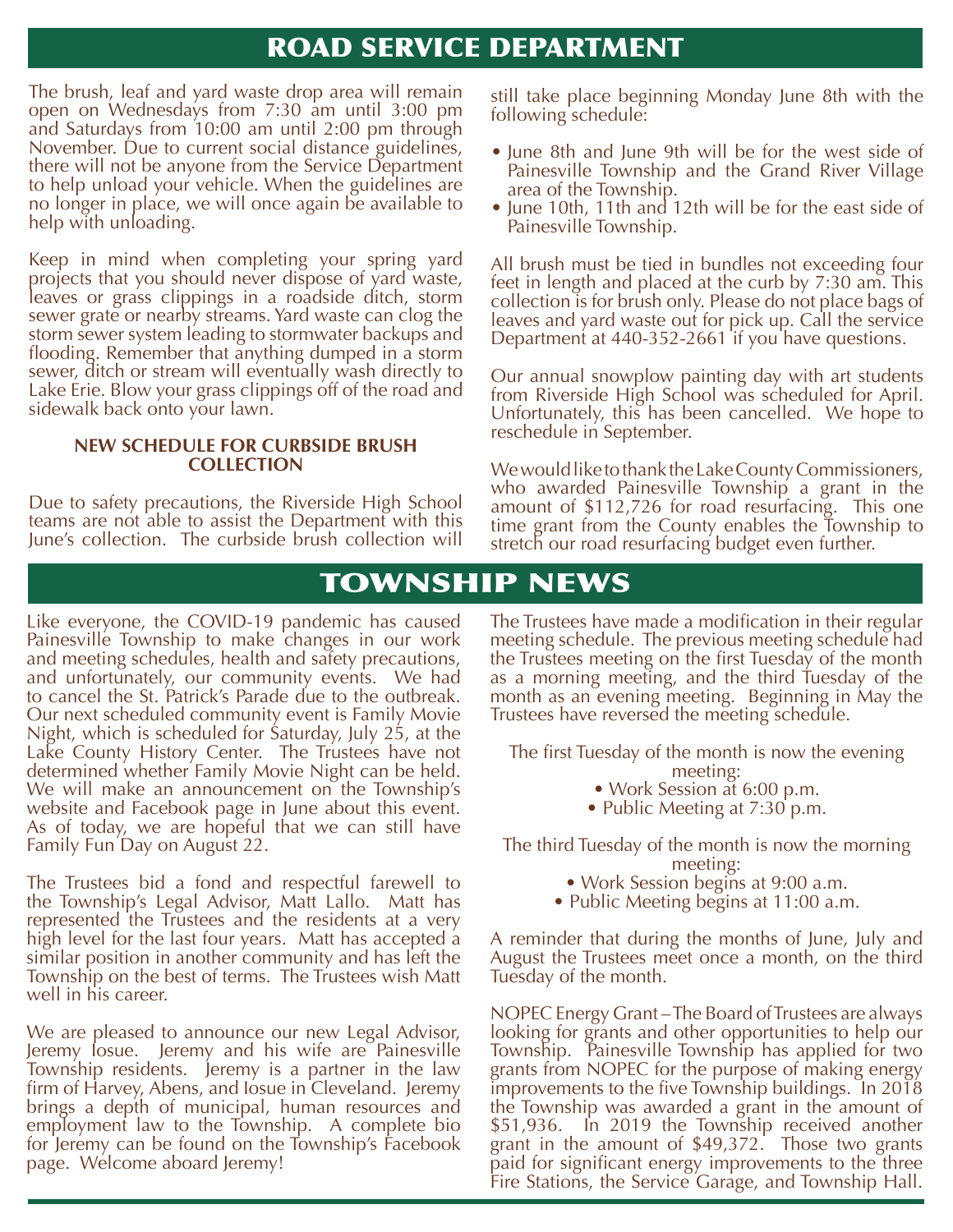# ROAD SERVICE DEPARTMENT

The brush, leaf and yard waste drop area will remain open on Wednesdays from 7:30 am until 3:00 pm and Saturdays from 10:00 am until 2:00 pm through November. Due to current social distance guidelines, there will not be anyone from the Service Department to help unload your vehicle. When the guidelines are no longer in place, we will once again be available to help with unloading.

Keep in mind when completing your spring yard projects that you should never dispose of yard waste, leaves or grass clippings in a roadside ditch, storm sewer grate or nearby streams. Yard waste can clog the storm sewer system leading to stormwater backups and flooding. Remember that anything dumped in a storm sewer, ditch or stream will eventually wash directly to Lake Erie. Blow your grass clippings off of the road and sidewalk back onto your lawn.

### NEW SCHEDULE FOR CURBSIDE BRUSH COLLECTION

Due to safety precautions, the Riverside High School teams are not able to assist the Department with this June's collection. The curbside brush collection will still take place beginning Monday June 8th with the following schedule:

- June 8th and June 9th will be for the west side of Painesville Township and the Grand River Village area of the Township.
- June 10th, 11th and 12th will be for the east side of Painesville Township.

All brush must be tied in bundles not exceeding four feet in length and placed at the curb by 7:30 am. This collection is for brush only. Please do not place bags of leaves and yard waste out for pick up. Call the service Department at 440-352-2661 if you have questions.

Our annual snowplow painting day with art students from Riverside High School was scheduled for April. Unfortunately, this has been cancelled. We hope to reschedule in September.

We would like to thank the Lake County Commissioners, who awarded Painesville Township a grant in the amount of $112,726 for road resurfacing. This one time grant from the County enables the Township to stretch our road resurfacing budget even further.

# TOWNSHIP NEWS

Like everyone, the COVID-19 pandemic has caused Painesville Township to make changes in our work and meeting schedules, health and safety precautions, and unfortunately, our community events. We had to cancel the St. Patrick's Parade due to the outbreak. Our next scheduled community event is Family Movie Night, which is scheduled for Saturday, July 25, at the Lake County History Center. The Trustees have not determined whether Family Movie Night can be held. We will make an announcement on the Township's website and Facebook page in June about this event. As of today, we are hopeful that we can still have Family Fun Day on August 22.

The Trustees bid a fond and respectful farewell to the Township's Legal Advisor, Matt Lallo. Matt has represented the Trustees and the residents at a very high level for the last four years. Matt has accepted a similar position in another community and has left the Township on the best of terms. The Trustees wish Matt well in his career.

We are pleased to announce our new Legal Advisor, Jeremy Iosue. Jeremy and his wife are Painesville Township residents. Jeremy is a partner in the law firm of Harvey, Abens, and Iosue in Cleveland. Jeremy brings a depth of municipal, human resources and employment law to the Township. A complete bio for Jeremy can be found on the Township's Facebook page. Welcome aboard Jeremy!

The Trustees have made a modification in their regular meeting schedule. The previous meeting schedule had the Trustees meeting on the first Tuesday of the month as a morning meeting, and the third Tuesday of the month as an evening meeting. Beginning in May the Trustees have reversed the meeting schedule.

The first Tuesday of the month is now the evening meeting:

- Work Session at 6:00 p.m.
- Public Meeting at 7:30 p.m.

The third Tuesday of the month is now the morning meeting:

- Work Session begins at 9:00 a.m.
- Public Meeting begins at 11:00 a.m.

A reminder that during the months of June, July and August the Trustees meet once a month, on the third Tuesday of the month.

NOPEC Energy Grant – The Board of Trustees are always looking for grants and other opportunities to help our Township. Painesville Township has applied for two grants from NOPEC for the purpose of making energy improvements to the five Township buildings. In 2018 the Township was awarded a grant in the amount of $51,936. In 2019 the Township received another grant in the amount of $49,372. Those two grants paid for significant energy improvements to the three Fire Stations, the Service Garage, and Township Hall.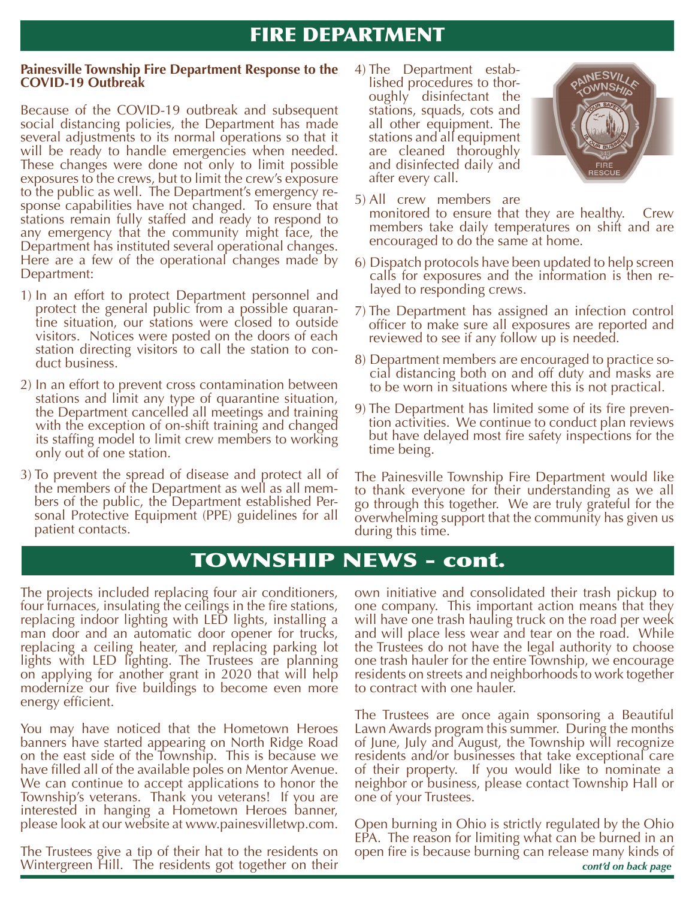# FIRE DEPARTMENT

**Painesville Township Fire Department Response to the COVID-19 Outbreak**

Because of the COVID-19 outbreak and subsequent social distancing policies, the Department has made several adjustments to its normal operations so that it will be ready to handle emergencies when needed. These changes were done not only to limit possible exposures to the crews, but to limit the crew's exposure to the public as well. The Department's emergency response capabilities have not changed. To ensure that stations remain fully staffed and ready to respond to any emergency that the community might face, the Department has instituted several operational changes. Here are a few of the operational changes made by Department:

1) In an effort to protect Department personnel and protect the general public from a possible quarantine situation, our stations were closed to outside visitors. Notices were posted on the doors of each station directing visitors to call the station to conduct business.
2) In an effort to prevent cross contamination between stations and limit any type of quarantine situation, the Department cancelled all meetings and training with the exception of on-shift training and changed its staffing model to limit crew members to working only out of one station.
3) To prevent the spread of disease and protect all of the members of the Department as well as all members of the public, the Department established Personal Protective Equipment (PPE) guidelines for all patient contacts.
4) The Department established procedures to thoroughly disinfectant the stations, squads, cots and all other equipment. The stations and all equipment are cleaned thoroughly and disinfected daily and after every call.
5) All crew members are monitored to ensure that they are healthy. Crew members take daily temperatures on shift and are encouraged to do the same at home.
6) Dispatch protocols have been updated to help screen calls for exposures and the information is then relayed to responding crews.
7) The Department has assigned an infection control officer to make sure all exposures are reported and reviewed to see if any follow up is needed.
8) Department members are encouraged to practice social distancing both on and off duty and masks are to be worn in situations where this is not practical.
9) The Department has limited some of its fire prevention activities. We continue to conduct plan reviews but have delayed most fire safety inspections for the time being.

The Painesville Township Fire Department would like to thank everyone for their understanding as we all go through this together. We are truly grateful for the overwhelming support that the community has given us during this time.

# TOWNSHIP NEWS - cont.

The projects included replacing four air conditioners, four furnaces, insulating the ceilings in the fire stations, replacing indoor lighting with LED lights, installing a man door and an automatic door opener for trucks, replacing a ceiling heater, and replacing parking lot lights with LED lighting. The Trustees are planning on applying for another grant in 2020 that will help modernize our five buildings to become even more energy efficient.

You may have noticed that the Hometown Heroes banners have started appearing on North Ridge Road on the east side of the Township. This is because we have filled all of the available poles on Mentor Avenue. We can continue to accept applications to honor the Township's veterans. Thank you veterans! If you are interested in hanging a Hometown Heroes banner, please look at our website at www.painesvilletwp.com.

The Trustees give a tip of their hat to the residents on Wintergreen Hill. The residents got together on their own initiative and consolidated their trash pickup to one company. This important action means that they will have one trash hauling truck on the road per week and will place less wear and tear on the road. While the Trustees do not have the legal authority to choose one trash hauler for the entire Township, we encourage residents on streets and neighborhoods to work together to contract with one hauler.

The Trustees are once again sponsoring a Beautiful Lawn Awards program this summer. During the months of June, July and August, the Township will recognize residents and/or businesses that take exceptional care of their property. If you would like to nominate a neighbor or business, please contact Township Hall or one of your Trustees.

Open burning in Ohio is strictly regulated by the Ohio EPA. The reason for limiting what can be burned in an open fire is because burning can release many kinds of

*cont'd on back page*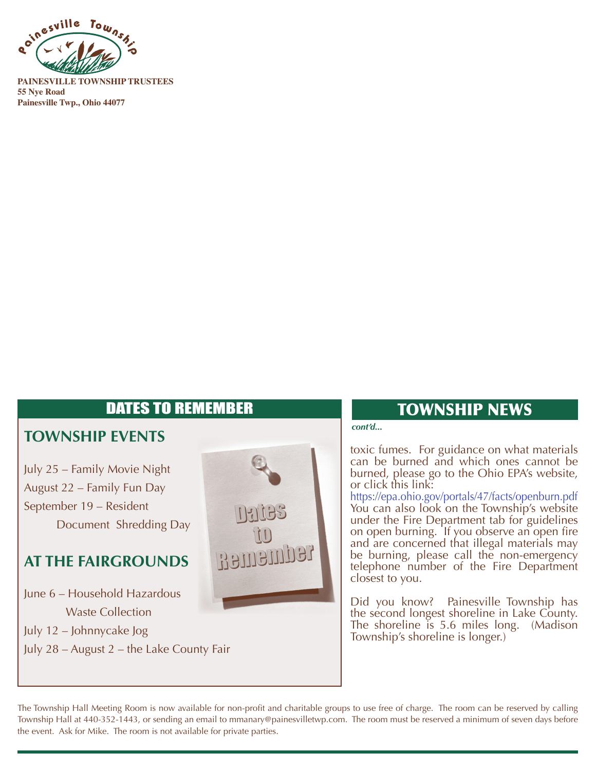PAINESVILLE TOWNSHIP TRUSTEES
55 Nye Road
Painesville Twp., Ohio 44077

## DATES TO REMEMBER

### TOWNSHIP EVENTS

July 25 – Family Movie Night
August 22 – Family Fun Day
September 19 – Resident Document Shredding Day

### AT THE FAIRGROUNDS

June 6 – Household Hazardous Waste Collection
July 12 – Johnnycake Jog
July 28 – August 2 – the Lake County Fair

## TOWNSHIP NEWS

*cont'd...*

toxic fumes. For guidance on what materials can be burned and which ones cannot be burned, please go to the Ohio EPA's website, or click this link:
https://epa.ohio.gov/portals/47/facts/openburn.pdf
You can also look on the Township's website under the Fire Department tab for guidelines on open burning. If you observe an open fire and are concerned that illegal materials may be burning, please call the non-emergency telephone number of the Fire Department closest to you.

Did you know? Painesville Township has the second longest shoreline in Lake County. The shoreline is 5.6 miles long. (Madison Township's shoreline is longer.)

The Township Hall Meeting Room is now available for non-profit and charitable groups to use free of charge. The room can be reserved by calling Township Hall at 440-352-1443, or sending an email to mmanary@painesvilletwp.com. The room must be reserved a minimum of seven days before the event. Ask for Mike. The room is not available for private parties.